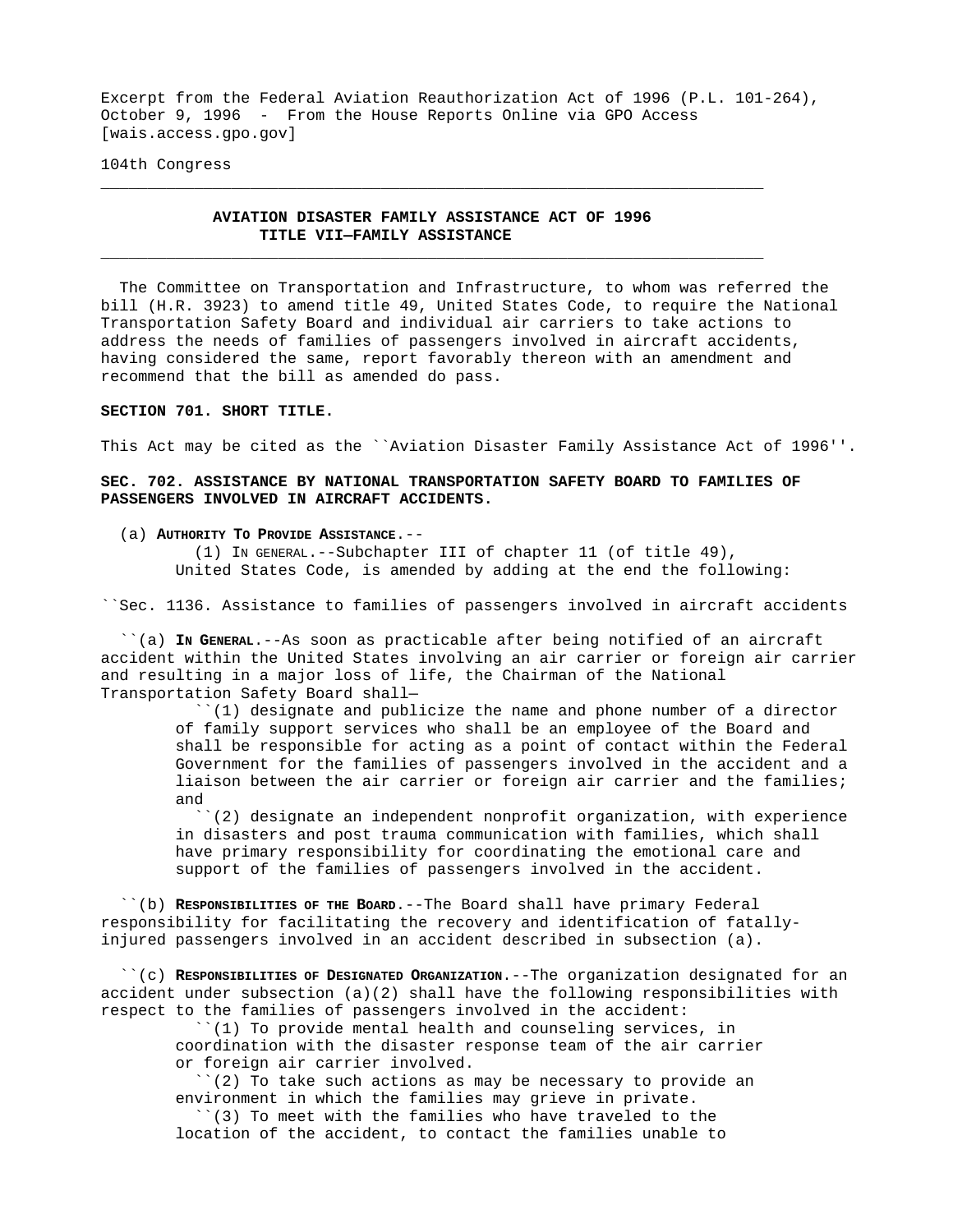Excerpt from the Federal Aviation Reauthorization Act of 1996 (P.L. 101-264), October 9, 1996 - From the House Reports Online via GPO Access [wais.access.gpo.gov]

104th Congress

---

# AVIATION DISASTER FAMILY ASSISTANCE ACT OF 1996
## TITLE VII—FAMILY ASSISTANCE

---

The Committee on Transportation and Infrastructure, to whom was referred the bill (H.R. 3923) to amend title 49, United States Code, to require the National Transportation Safety Board and individual air carriers to take actions to address the needs of families of passengers involved in aircraft accidents, having considered the same, report favorably thereon with an amendment and recommend that the bill as amended do pass.

**SECTION 701. SHORT TITLE.**

This Act may be cited as the ``Aviation Disaster Family Assistance Act of 1996''.

**SEC. 702. ASSISTANCE BY NATIONAL TRANSPORTATION SAFETY BOARD TO FAMILIES OF PASSENGERS INVOLVED IN AIRCRAFT ACCIDENTS.**

(a) **AUTHORITY TO PROVIDE ASSISTANCE**.--

(1) IN GENERAL.--Subchapter III of chapter 11 (of title 49), United States Code, is amended by adding at the end the following:

``Sec. 1136. Assistance to families of passengers involved in aircraft accidents

``(a) **IN GENERAL**.--As soon as practicable after being notified of an aircraft accident within the United States involving an air carrier or foreign air carrier and resulting in a major loss of life, the Chairman of the National Transportation Safety Board shall—

``(1) designate and publicize the name and phone number of a director of family support services who shall be an employee of the Board and shall be responsible for acting as a point of contact within the Federal Government for the families of passengers involved in the accident and a liaison between the air carrier or foreign air carrier and the families; and

``(2) designate an independent nonprofit organization, with experience in disasters and post trauma communication with families, which shall have primary responsibility for coordinating the emotional care and support of the families of passengers involved in the accident.

``(b) **RESPONSIBILITIES OF THE BOARD**.--The Board shall have primary Federal responsibility for facilitating the recovery and identification of fatally-injured passengers involved in an accident described in subsection (a).

``(c) **RESPONSIBILITIES OF DESIGNATED ORGANIZATION**.--The organization designated for an accident under subsection (a)(2) shall have the following responsibilities with respect to the families of passengers involved in the accident:

``(1) To provide mental health and counseling services, in coordination with the disaster response team of the air carrier or foreign air carrier involved.

``(2) To take such actions as may be necessary to provide an environment in which the families may grieve in private.

``(3) To meet with the families who have traveled to the location of the accident, to contact the families unable to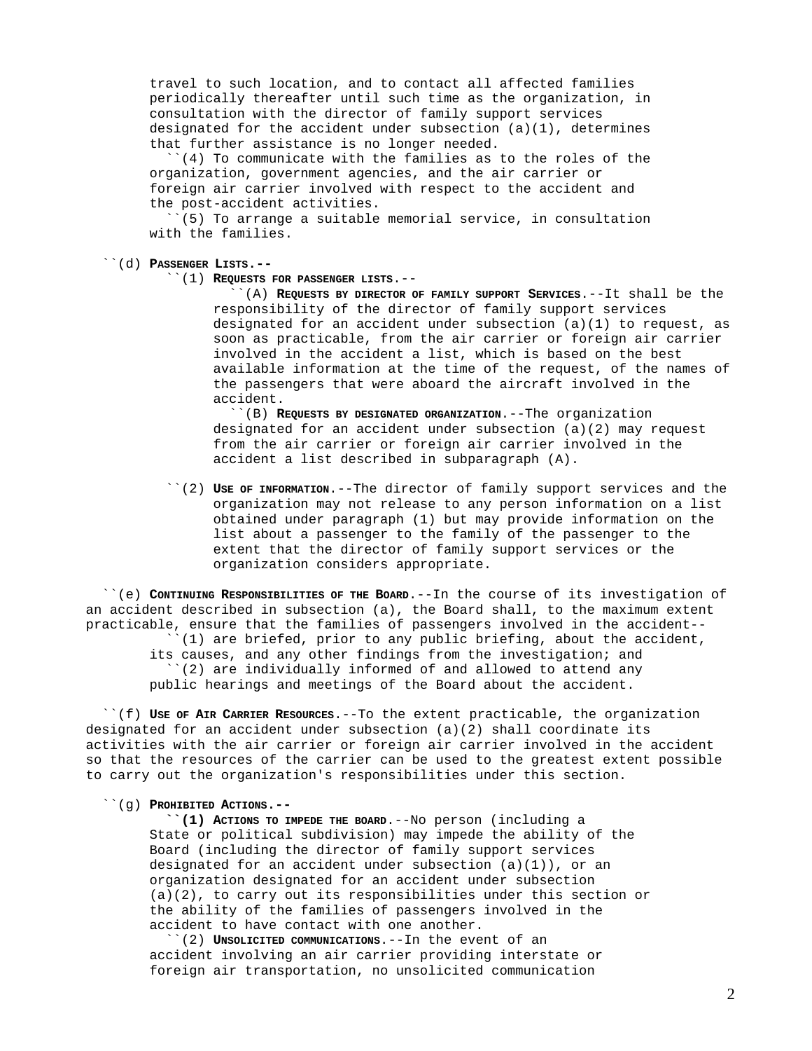travel to such location, and to contact all affected families periodically thereafter until such time as the organization, in consultation with the director of family support services designated for the accident under subsection (a)(1), determines that further assistance is no longer needed.

``(4) To communicate with the families as to the roles of the organization, government agencies, and the air carrier or foreign air carrier involved with respect to the accident and the post-accident activities.

``(5) To arrange a suitable memorial service, in consultation with the families.

``(d) **Passenger Lists.--**

``(1) **Requests for passenger lists.**--

``(A) **Requests by director of family support Services.**--It shall be the responsibility of the director of family support services designated for an accident under subsection (a)(1) to request, as soon as practicable, from the air carrier or foreign air carrier involved in the accident a list, which is based on the best available information at the time of the request, of the names of the passengers that were aboard the aircraft involved in the accident.

``(B) **Requests by designated organization.**--The organization designated for an accident under subsection (a)(2) may request from the air carrier or foreign air carrier involved in the accident a list described in subparagraph (A).

``(2) **Use of information.**--The director of family support services and the organization may not release to any person information on a list obtained under paragraph (1) but may provide information on the list about a passenger to the family of the passenger to the extent that the director of family support services or the organization considers appropriate.

``(e) **Continuing Responsibilities of the Board.**--In the course of its investigation of an accident described in subsection (a), the Board shall, to the maximum extent practicable, ensure that the families of passengers involved in the accident--

``(1) are briefed, prior to any public briefing, about the accident, its causes, and any other findings from the investigation; and

``(2) are individually informed of and allowed to attend any public hearings and meetings of the Board about the accident.

``(f) **Use of Air Carrier Resources.**--To the extent practicable, the organization designated for an accident under subsection (a)(2) shall coordinate its activities with the air carrier or foreign air carrier involved in the accident so that the resources of the carrier can be used to the greatest extent possible to carry out the organization's responsibilities under this section.

``(g) **Prohibited Actions.--**

**``(1) Actions to impede the board.**--No person (including a State or political subdivision) may impede the ability of the Board (including the director of family support services designated for an accident under subsection (a)(1)), or an organization designated for an accident under subsection (a)(2), to carry out its responsibilities under this section or the ability of the families of passengers involved in the accident to have contact with one another.

``(2) **Unsolicited communications.**--In the event of an accident involving an air carrier providing interstate or foreign air transportation, no unsolicited communication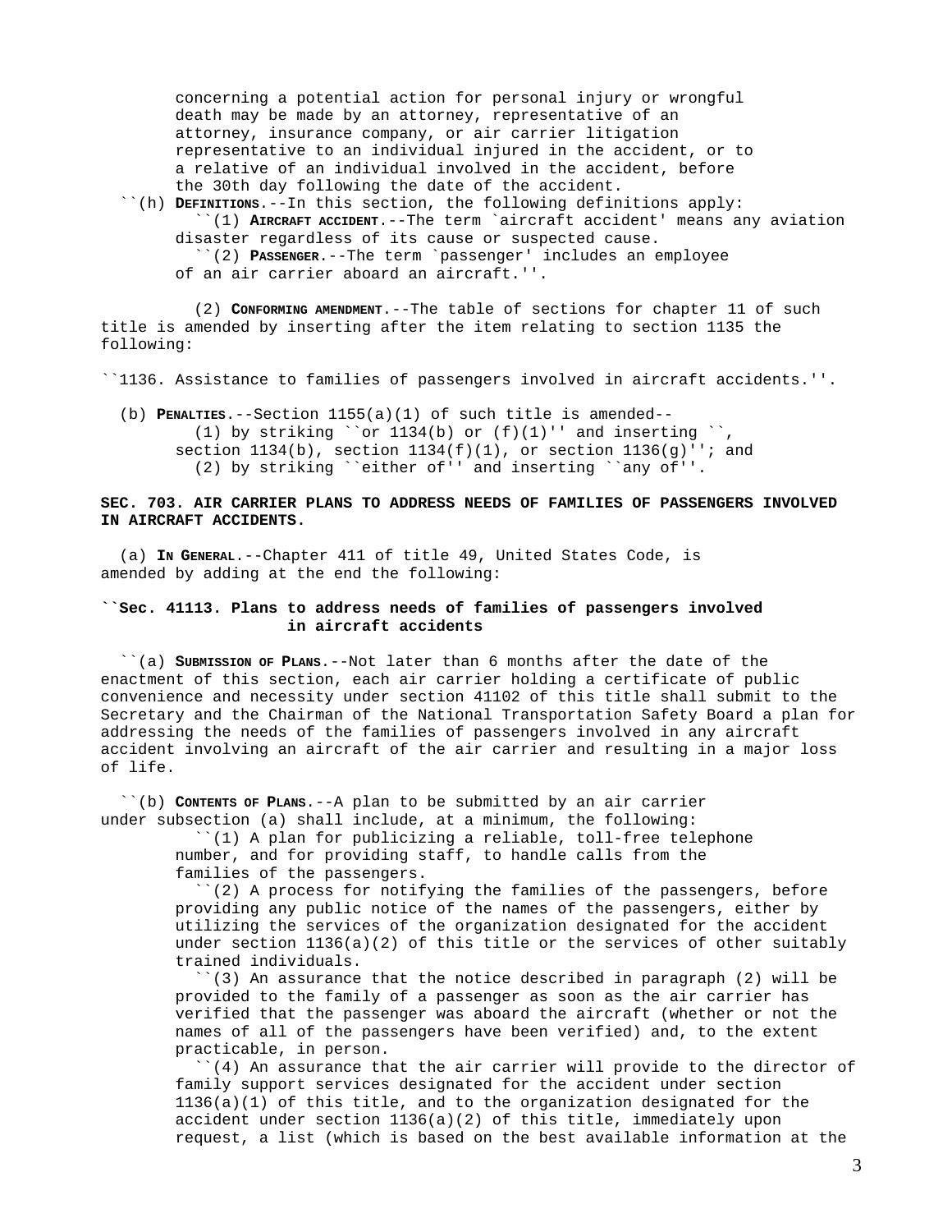concerning a potential action for personal injury or wrongful death may be made by an attorney, representative of an attorney, insurance company, or air carrier litigation representative to an individual injured in the accident, or to a relative of an individual involved in the accident, before the 30th day following the date of the accident.

``(h) **Definitions**.--In this section, the following definitions apply:

``(1) **Aircraft accident**.--The term `aircraft accident' means any aviation disaster regardless of its cause or suspected cause.

``(2) **Passenger**.--The term `passenger' includes an employee of an air carrier aboard an aircraft.''.

(2) **Conforming amendment**.--The table of sections for chapter 11 of such title is amended by inserting after the item relating to section 1135 the following:

``1136. Assistance to families of passengers involved in aircraft accidents.''.

(b) **Penalties**.--Section 1155(a)(1) of such title is amended--

(1) by striking ``or 1134(b) or (f)(1)'' and inserting ``, section 1134(b), section 1134(f)(1), or section 1136(g)''; and

(2) by striking ``either of'' and inserting ``any of''.

**SEC. 703. AIR CARRIER PLANS TO ADDRESS NEEDS OF FAMILIES OF PASSENGERS INVOLVED IN AIRCRAFT ACCIDENTS.**

(a) **In General**.--Chapter 411 of title 49, United States Code, is amended by adding at the end the following:

**``Sec. 41113. Plans to address needs of families of passengers involved in aircraft accidents**

``(a) **Submission of Plans**.--Not later than 6 months after the date of the enactment of this section, each air carrier holding a certificate of public convenience and necessity under section 41102 of this title shall submit to the Secretary and the Chairman of the National Transportation Safety Board a plan for addressing the needs of the families of passengers involved in any aircraft accident involving an aircraft of the air carrier and resulting in a major loss of life.

``(b) **Contents of Plans**.--A plan to be submitted by an air carrier under subsection (a) shall include, at a minimum, the following:

``(1) A plan for publicizing a reliable, toll-free telephone number, and for providing staff, to handle calls from the families of the passengers.

``(2) A process for notifying the families of the passengers, before providing any public notice of the names of the passengers, either by utilizing the services of the organization designated for the accident under section 1136(a)(2) of this title or the services of other suitably trained individuals.

``(3) An assurance that the notice described in paragraph (2) will be provided to the family of a passenger as soon as the air carrier has verified that the passenger was aboard the aircraft (whether or not the names of all of the passengers have been verified) and, to the extent practicable, in person.

``(4) An assurance that the air carrier will provide to the director of family support services designated for the accident under section 1136(a)(1) of this title, and to the organization designated for the accident under section 1136(a)(2) of this title, immediately upon request, a list (which is based on the best available information at the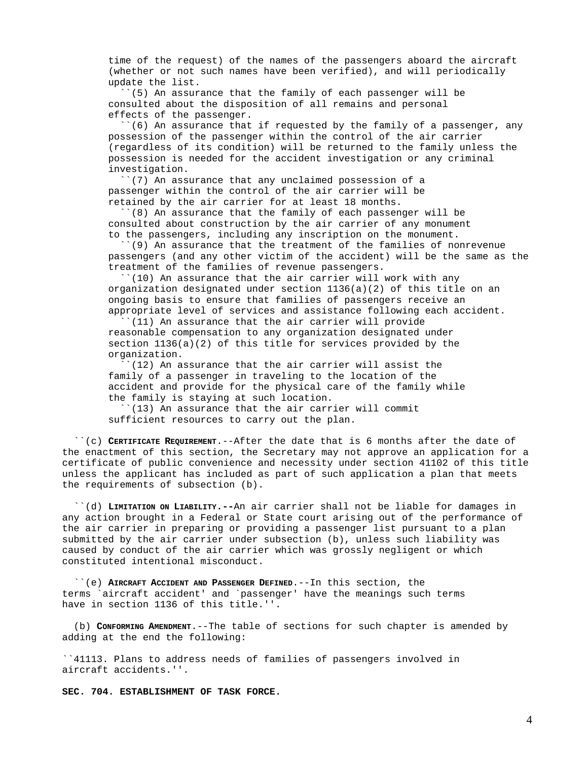time of the request) of the names of the passengers aboard the aircraft (whether or not such names have been verified), and will periodically update the list.

``(5) An assurance that the family of each passenger will be consulted about the disposition of all remains and personal effects of the passenger.

``(6) An assurance that if requested by the family of a passenger, any possession of the passenger within the control of the air carrier (regardless of its condition) will be returned to the family unless the possession is needed for the accident investigation or any criminal investigation.

``(7) An assurance that any unclaimed possession of a passenger within the control of the air carrier will be retained by the air carrier for at least 18 months.

``(8) An assurance that the family of each passenger will be consulted about construction by the air carrier of any monument to the passengers, including any inscription on the monument.

``(9) An assurance that the treatment of the families of nonrevenue passengers (and any other victim of the accident) will be the same as the treatment of the families of revenue passengers.

``(10) An assurance that the air carrier will work with any organization designated under section 1136(a)(2) of this title on an ongoing basis to ensure that families of passengers receive an appropriate level of services and assistance following each accident.

``(11) An assurance that the air carrier will provide reasonable compensation to any organization designated under section 1136(a)(2) of this title for services provided by the organization.

``(12) An assurance that the air carrier will assist the family of a passenger in traveling to the location of the accident and provide for the physical care of the family while the family is staying at such location.

``(13) An assurance that the air carrier will commit sufficient resources to carry out the plan.

``(c) **Certificate Requirement**.--After the date that is 6 months after the date of the enactment of this section, the Secretary may not approve an application for a certificate of public convenience and necessity under section 41102 of this title unless the applicant has included as part of such application a plan that meets the requirements of subsection (b).

``(d) **Limitation on Liability.--**An air carrier shall not be liable for damages in any action brought in a Federal or State court arising out of the performance of the air carrier in preparing or providing a passenger list pursuant to a plan submitted by the air carrier under subsection (b), unless such liability was caused by conduct of the air carrier which was grossly negligent or which constituted intentional misconduct.

``(e) **Aircraft Accident and Passenger Defined**.--In this section, the terms `aircraft accident' and `passenger' have the meanings such terms have in section 1136 of this title.''.

(b) **Conforming Amendment**.--The table of sections for such chapter is amended by adding at the end the following:

``41113. Plans to address needs of families of passengers involved in aircraft accidents.''.

**SEC. 704. ESTABLISHMENT OF TASK FORCE.**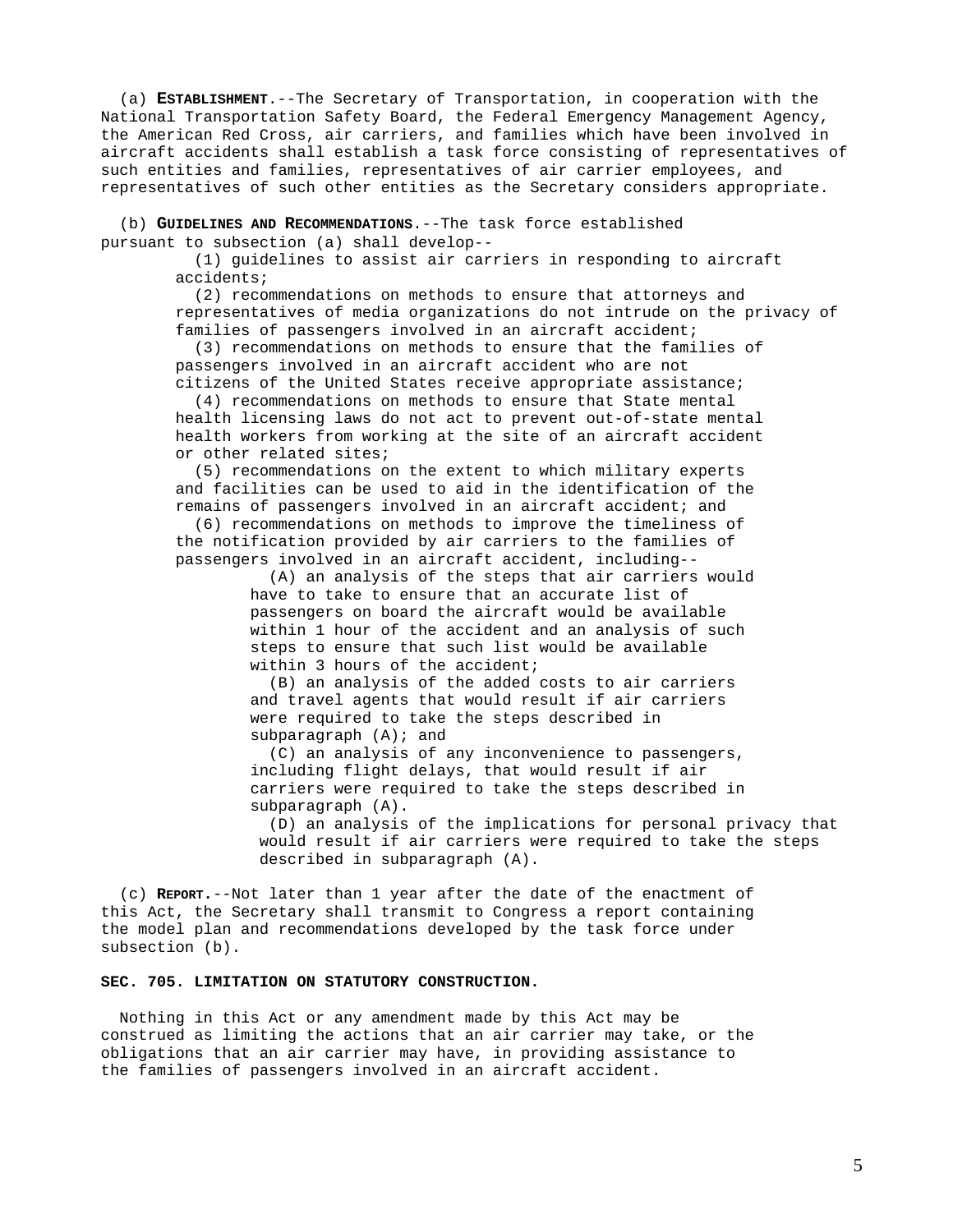(a) **ESTABLISHMENT**.--The Secretary of Transportation, in cooperation with the National Transportation Safety Board, the Federal Emergency Management Agency, the American Red Cross, air carriers, and families which have been involved in aircraft accidents shall establish a task force consisting of representatives of such entities and families, representatives of air carrier employees, and representatives of such other entities as the Secretary considers appropriate.

(b) **GUIDELINES AND RECOMMENDATIONS**.--The task force established pursuant to subsection (a) shall develop--

(1) guidelines to assist air carriers in responding to aircraft accidents;

(2) recommendations on methods to ensure that attorneys and representatives of media organizations do not intrude on the privacy of families of passengers involved in an aircraft accident;

(3) recommendations on methods to ensure that the families of passengers involved in an aircraft accident who are not citizens of the United States receive appropriate assistance;

(4) recommendations on methods to ensure that State mental health licensing laws do not act to prevent out-of-state mental health workers from working at the site of an aircraft accident or other related sites;

(5) recommendations on the extent to which military experts and facilities can be used to aid in the identification of the remains of passengers involved in an aircraft accident; and

(6) recommendations on methods to improve the timeliness of the notification provided by air carriers to the families of passengers involved in an aircraft accident, including--

(A) an analysis of the steps that air carriers would have to take to ensure that an accurate list of passengers on board the aircraft would be available within 1 hour of the accident and an analysis of such steps to ensure that such list would be available within 3 hours of the accident;

(B) an analysis of the added costs to air carriers and travel agents that would result if air carriers were required to take the steps described in subparagraph (A); and

(C) an analysis of any inconvenience to passengers, including flight delays, that would result if air carriers were required to take the steps described in subparagraph (A).

(D) an analysis of the implications for personal privacy that would result if air carriers were required to take the steps described in subparagraph (A).

(c) **REPORT**.--Not later than 1 year after the date of the enactment of this Act, the Secretary shall transmit to Congress a report containing the model plan and recommendations developed by the task force under subsection (b).

**SEC. 705. LIMITATION ON STATUTORY CONSTRUCTION.**

Nothing in this Act or any amendment made by this Act may be construed as limiting the actions that an air carrier may take, or the obligations that an air carrier may have, in providing assistance to the families of passengers involved in an aircraft accident.